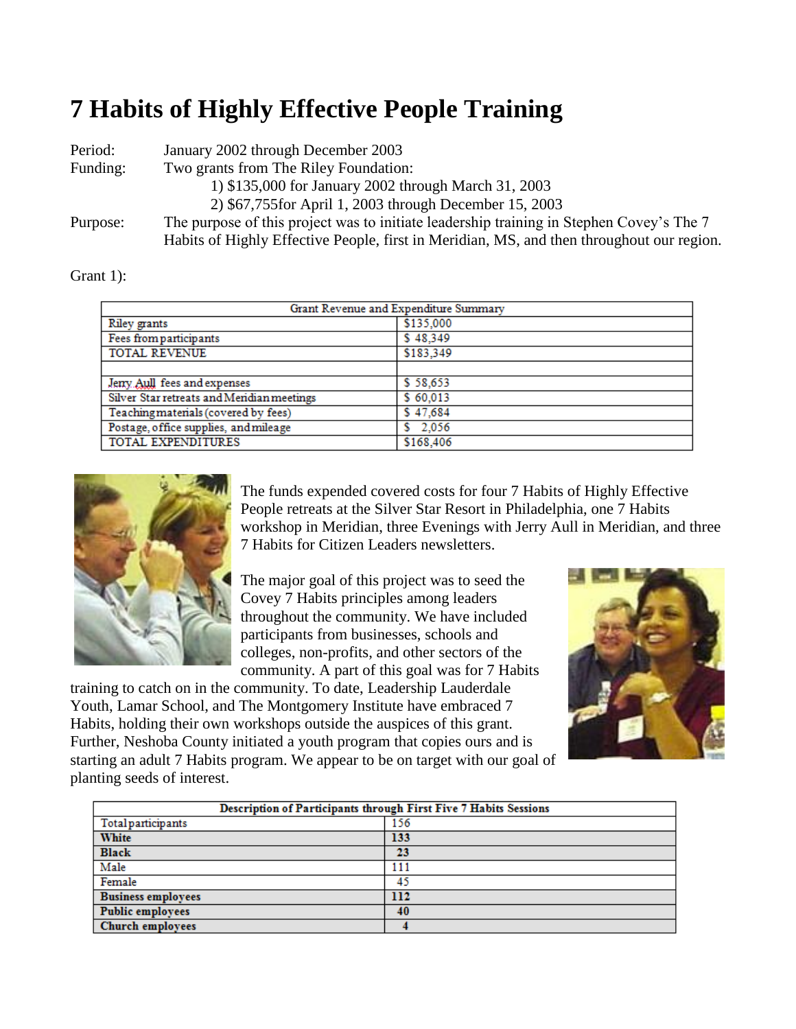# 7 Habits of Highly Effective People Training

Period: January 2002 through December 2003

Funding: Two grants from The Riley Foundation:

1) $135,000 for January 2002 through March 31, 2003
2) $67,755for April 1, 2003 through December 15, 2003

Purpose: The purpose of this project was to initiate leadership training in Stephen Covey's The 7 Habits of Highly Effective People, first in Meridian, MS, and then throughout our region.

Grant 1):

| Grant Revenue and Expenditure Summary | |
|---|---|
| Riley grants | $135,000 |
| Fees from participants | $ 48,349 |
| TOTAL REVENUE | $183,349 |
| | |
| Jerry Aull fees and expenses | $ 58,653 |
| Silver Star retreats and Meridian meetings | $ 60,013 |
| Teaching materials (covered by fees) | $ 47,684 |
| Postage, office supplies, and mileage | $ 2,056 |
| TOTAL EXPENDITURES | $168,406 |

The funds expended covered costs for four 7 Habits of Highly Effective People retreats at the Silver Star Resort in Philadelphia, one 7 Habits workshop in Meridian, three Evenings with Jerry Aull in Meridian, and three 7 Habits for Citizen Leaders newsletters.

The major goal of this project was to seed the Covey 7 Habits principles among leaders throughout the community. We have included participants from businesses, schools and colleges, non-profits, and other sectors of the community. A part of this goal was for 7 Habits training to catch on in the community. To date, Leadership Lauderdale Youth, Lamar School, and The Montgomery Institute have embraced 7 Habits, holding their own workshops outside the auspices of this grant. Further, Neshoba County initiated a youth program that copies ours and is starting an adult 7 Habits program. We appear to be on target with our goal of planting seeds of interest.

| Description of Participants through First Five 7 Habits Sessions | |
|---|---|
| Total participants | 156 |
| **White** | **133** |
| **Black** | **23** |
| Male | 111 |
| Female | 45 |
| **Business employees** | **112** |
| **Public employees** | **40** |
| **Church employees** | **4** |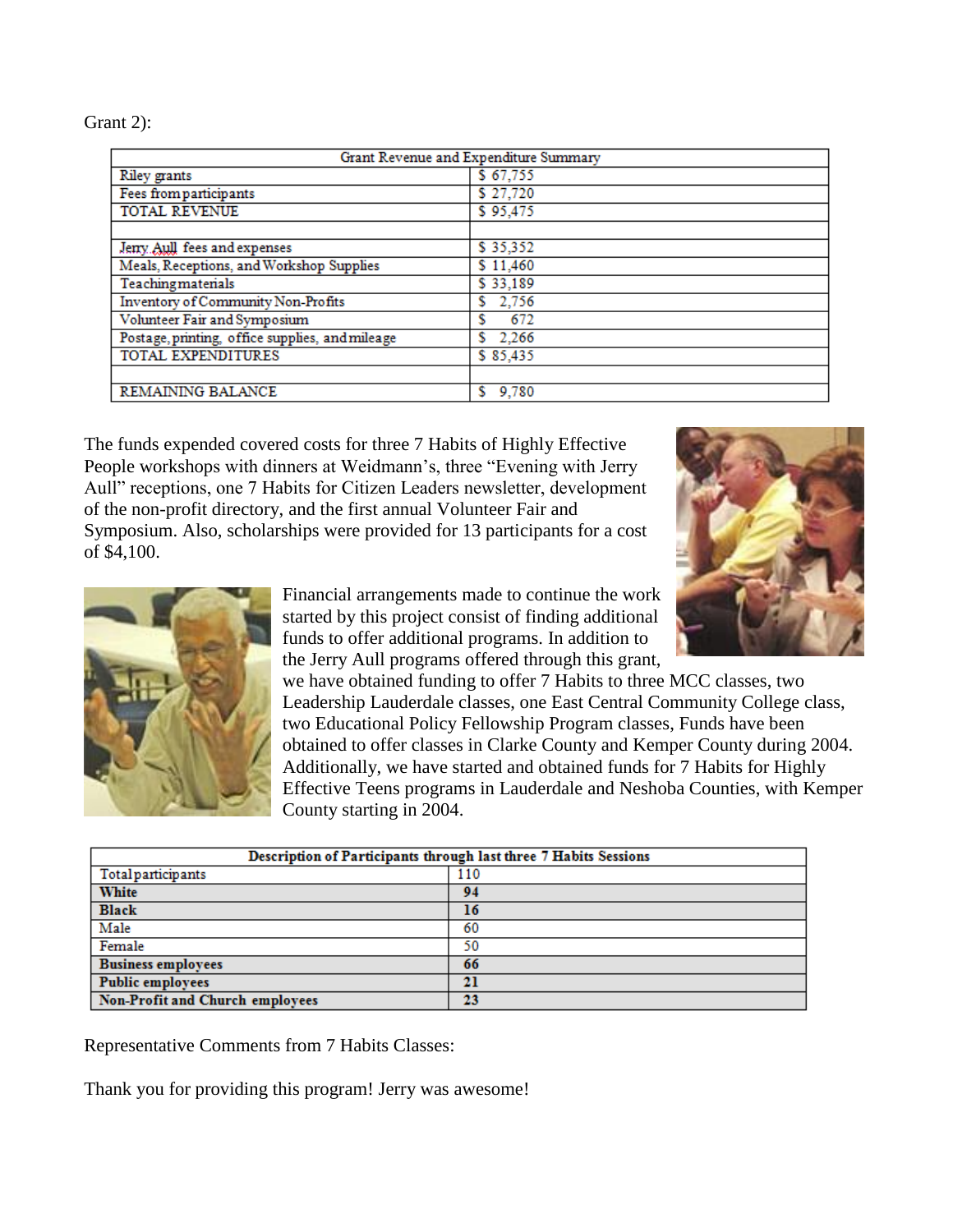Grant 2):

| Grant Revenue and Expenditure Summary | |
|---|---|
| Riley grants | $ 67,755 |
| Fees from participants | $ 27,720 |
| TOTAL REVENUE | $ 95,475 |
| | |
| Jerry Aull fees and expenses | $ 35,352 |
| Meals, Receptions, and Workshop Supplies | $ 11,460 |
| Teaching materials | $ 33,189 |
| Inventory of Community Non-Profits | $ 2,756 |
| Volunteer Fair and Symposium | $ 672 |
| Postage, printing, office supplies, and mileage | $ 2,266 |
| TOTAL EXPENDITURES | $ 85,435 |
| | |
| REMAINING BALANCE | $ 9,780 |

The funds expended covered costs for three 7 Habits of Highly Effective People workshops with dinners at Weidmann's, three "Evening with Jerry Aull" receptions, one 7 Habits for Citizen Leaders newsletter, development of the non-profit directory, and the first annual Volunteer Fair and Symposium. Also, scholarships were provided for 13 participants for a cost of $4,100.

Financial arrangements made to continue the work started by this project consist of finding additional funds to offer additional programs. In addition to the Jerry Aull programs offered through this grant, we have obtained funding to offer 7 Habits to three MCC classes, two Leadership Lauderdale classes, one East Central Community College class, two Educational Policy Fellowship Program classes, Funds have been obtained to offer classes in Clarke County and Kemper County during 2004. Additionally, we have started and obtained funds for 7 Habits for Highly Effective Teens programs in Lauderdale and Neshoba Counties, with Kemper County starting in 2004.

| **Description of Participants through last three 7 Habits Sessions** | |
|---|---|
| Total participants | 110 |
| **White** | **94** |
| **Black** | **16** |
| Male | 60 |
| Female | 50 |
| **Business employees** | **66** |
| **Public employees** | **21** |
| **Non-Profit and Church employees** | **23** |

Representative Comments from 7 Habits Classes:

Thank you for providing this program! Jerry was awesome!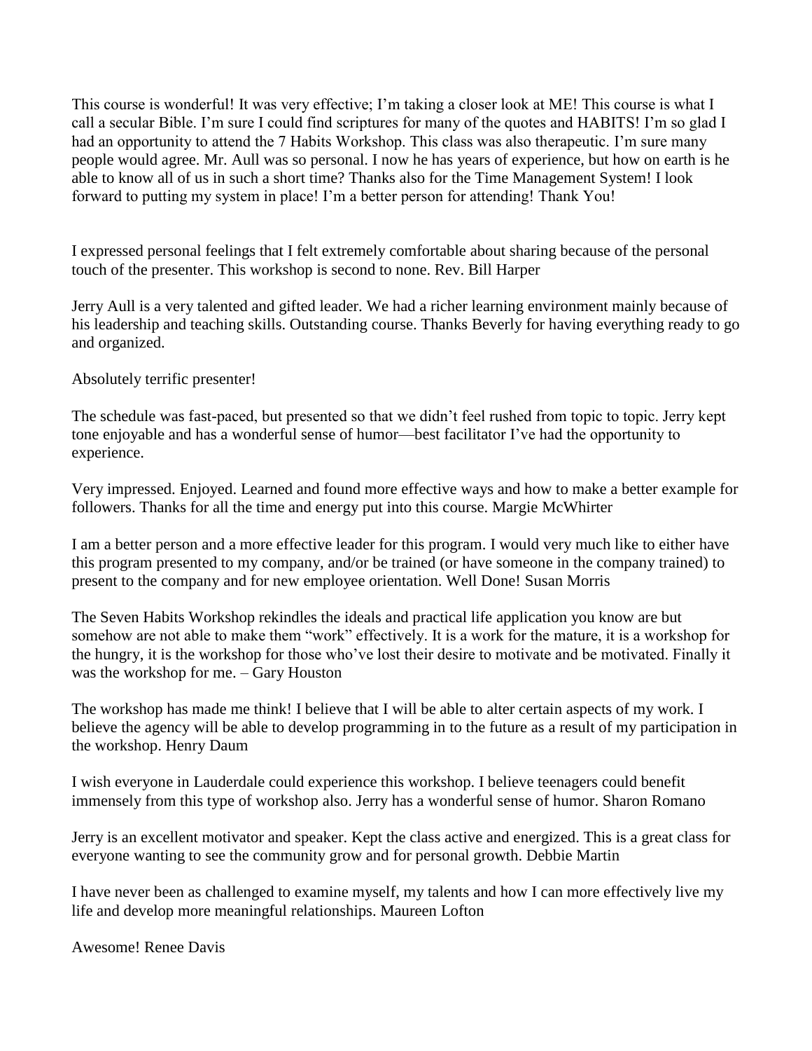This course is wonderful! It was very effective; I'm taking a closer look at ME! This course is what I call a secular Bible. I'm sure I could find scriptures for many of the quotes and HABITS! I'm so glad I had an opportunity to attend the 7 Habits Workshop. This class was also therapeutic. I'm sure many people would agree. Mr. Aull was so personal. I now he has years of experience, but how on earth is he able to know all of us in such a short time? Thanks also for the Time Management System! I look forward to putting my system in place! I'm a better person for attending! Thank You!

I expressed personal feelings that I felt extremely comfortable about sharing because of the personal touch of the presenter. This workshop is second to none. Rev. Bill Harper

Jerry Aull is a very talented and gifted leader. We had a richer learning environment mainly because of his leadership and teaching skills. Outstanding course. Thanks Beverly for having everything ready to go and organized.

Absolutely terrific presenter!

The schedule was fast-paced, but presented so that we didn't feel rushed from topic to topic. Jerry kept tone enjoyable and has a wonderful sense of humor—best facilitator I've had the opportunity to experience.

Very impressed. Enjoyed. Learned and found more effective ways and how to make a better example for followers. Thanks for all the time and energy put into this course. Margie McWhirter

I am a better person and a more effective leader for this program. I would very much like to either have this program presented to my company, and/or be trained (or have someone in the company trained) to present to the company and for new employee orientation. Well Done! Susan Morris

The Seven Habits Workshop rekindles the ideals and practical life application you know are but somehow are not able to make them "work" effectively. It is a work for the mature, it is a workshop for the hungry, it is the workshop for those who've lost their desire to motivate and be motivated. Finally it was the workshop for me. – Gary Houston

The workshop has made me think! I believe that I will be able to alter certain aspects of my work. I believe the agency will be able to develop programming in to the future as a result of my participation in the workshop. Henry Daum

I wish everyone in Lauderdale could experience this workshop. I believe teenagers could benefit immensely from this type of workshop also. Jerry has a wonderful sense of humor. Sharon Romano

Jerry is an excellent motivator and speaker. Kept the class active and energized. This is a great class for everyone wanting to see the community grow and for personal growth. Debbie Martin

I have never been as challenged to examine myself, my talents and how I can more effectively live my life and develop more meaningful relationships. Maureen Lofton

Awesome! Renee Davis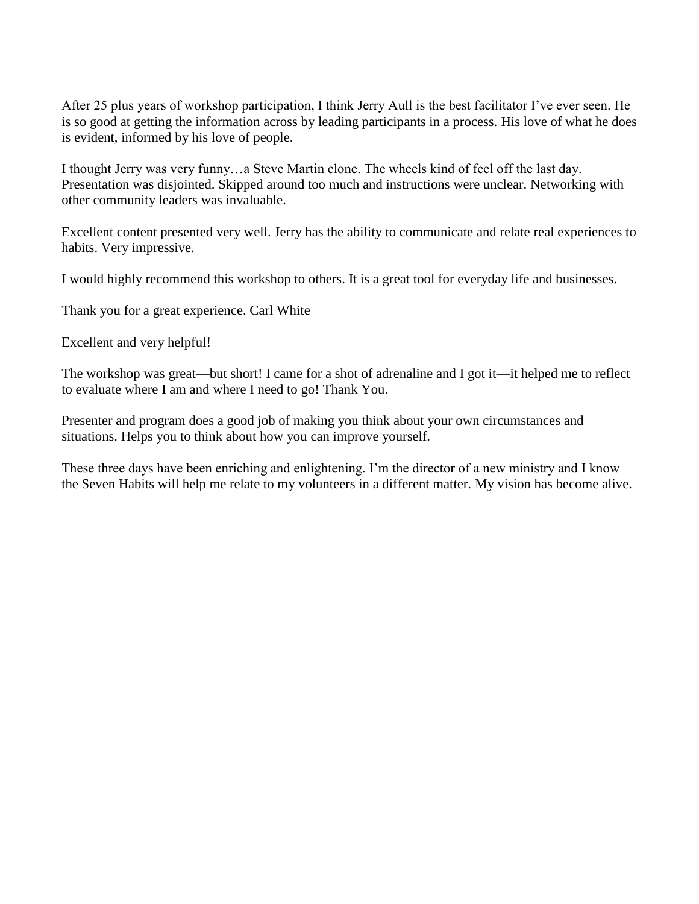After 25 plus years of workshop participation, I think Jerry Aull is the best facilitator I've ever seen. He is so good at getting the information across by leading participants in a process. His love of what he does is evident, informed by his love of people.

I thought Jerry was very funny…a Steve Martin clone. The wheels kind of feel off the last day. Presentation was disjointed. Skipped around too much and instructions were unclear. Networking with other community leaders was invaluable.

Excellent content presented very well. Jerry has the ability to communicate and relate real experiences to habits. Very impressive.

I would highly recommend this workshop to others. It is a great tool for everyday life and businesses.

Thank you for a great experience. Carl White

Excellent and very helpful!

The workshop was great—but short! I came for a shot of adrenaline and I got it—it helped me to reflect to evaluate where I am and where I need to go! Thank You.

Presenter and program does a good job of making you think about your own circumstances and situations. Helps you to think about how you can improve yourself.

These three days have been enriching and enlightening. I'm the director of a new ministry and I know the Seven Habits will help me relate to my volunteers in a different matter. My vision has become alive.